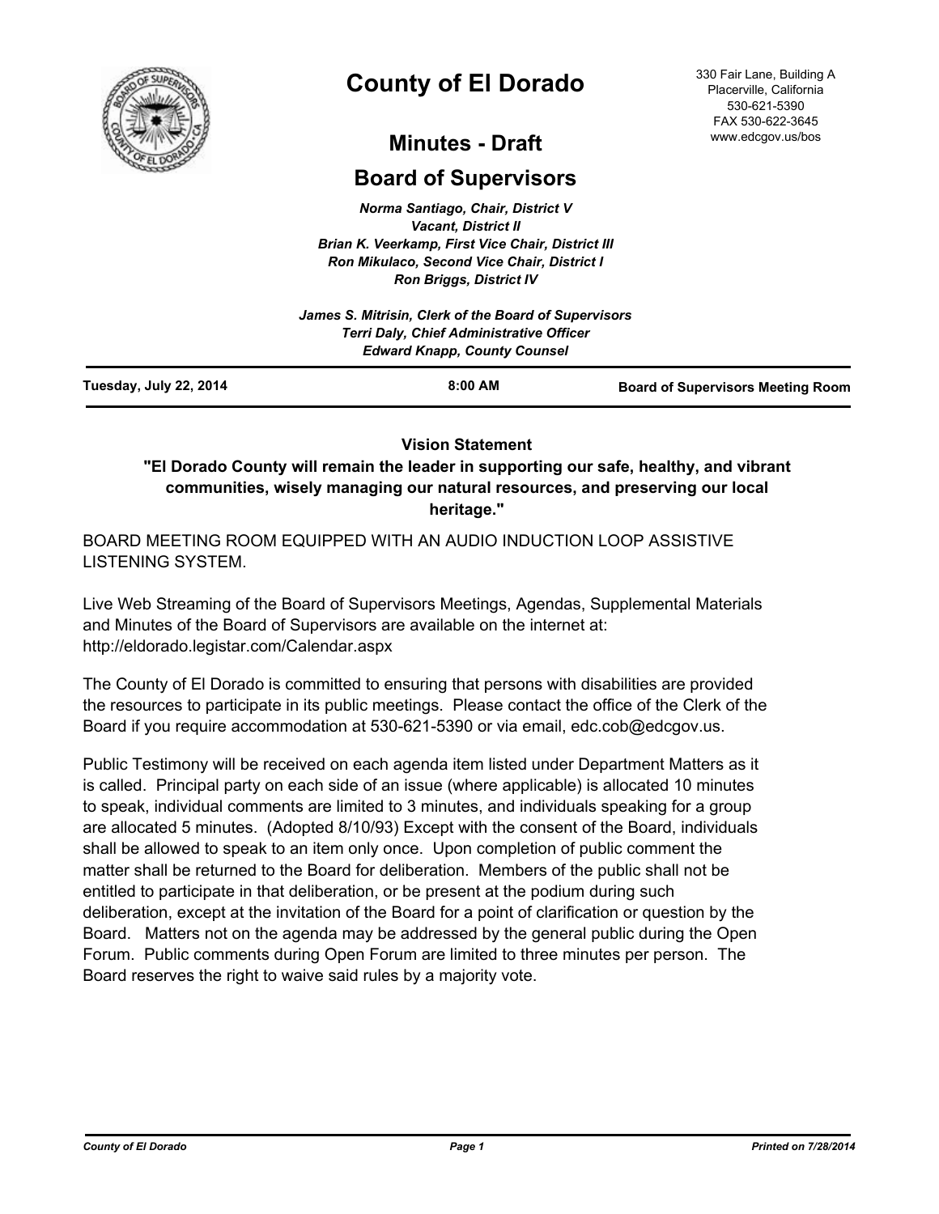# County of El Dorado

## Minutes - Draft

## Board of Supervisors

330 Fair Lane, Building A
Placerville, California
530-621-5390
FAX 530-622-3645
www.edcgov.us/bos

*Norma Santiago, Chair, District V*
*Vacant, District II*
*Brian K. Veerkamp, First Vice Chair, District III*
*Ron Mikulaco, Second Vice Chair, District I*
*Ron Briggs, District IV*

*James S. Mitrisin, Clerk of the Board of Supervisors*
*Terri Daly, Chief Administrative Officer*
*Edward Knapp, County Counsel*

| Tuesday, July 22, 2014 | 8:00 AM | Board of Supervisors Meeting Room |
|---|---|---|

**Vision Statement**

**"El Dorado County will remain the leader in supporting our safe, healthy, and vibrant communities, wisely managing our natural resources, and preserving our local heritage."**

BOARD MEETING ROOM EQUIPPED WITH AN AUDIO INDUCTION LOOP ASSISTIVE LISTENING SYSTEM.

Live Web Streaming of the Board of Supervisors Meetings, Agendas, Supplemental Materials and Minutes of the Board of Supervisors are available on the internet at: http://eldorado.legistar.com/Calendar.aspx

The County of El Dorado is committed to ensuring that persons with disabilities are provided the resources to participate in its public meetings. Please contact the office of the Clerk of the Board if you require accommodation at 530-621-5390 or via email, edc.cob@edcgov.us.

Public Testimony will be received on each agenda item listed under Department Matters as it is called. Principal party on each side of an issue (where applicable) is allocated 10 minutes to speak, individual comments are limited to 3 minutes, and individuals speaking for a group are allocated 5 minutes. (Adopted 8/10/93) Except with the consent of the Board, individuals shall be allowed to speak to an item only once. Upon completion of public comment the matter shall be returned to the Board for deliberation. Members of the public shall not be entitled to participate in that deliberation, or be present at the podium during such deliberation, except at the invitation of the Board for a point of clarification or question by the Board. Matters not on the agenda may be addressed by the general public during the Open Forum. Public comments during Open Forum are limited to three minutes per person. The Board reserves the right to waive said rules by a majority vote.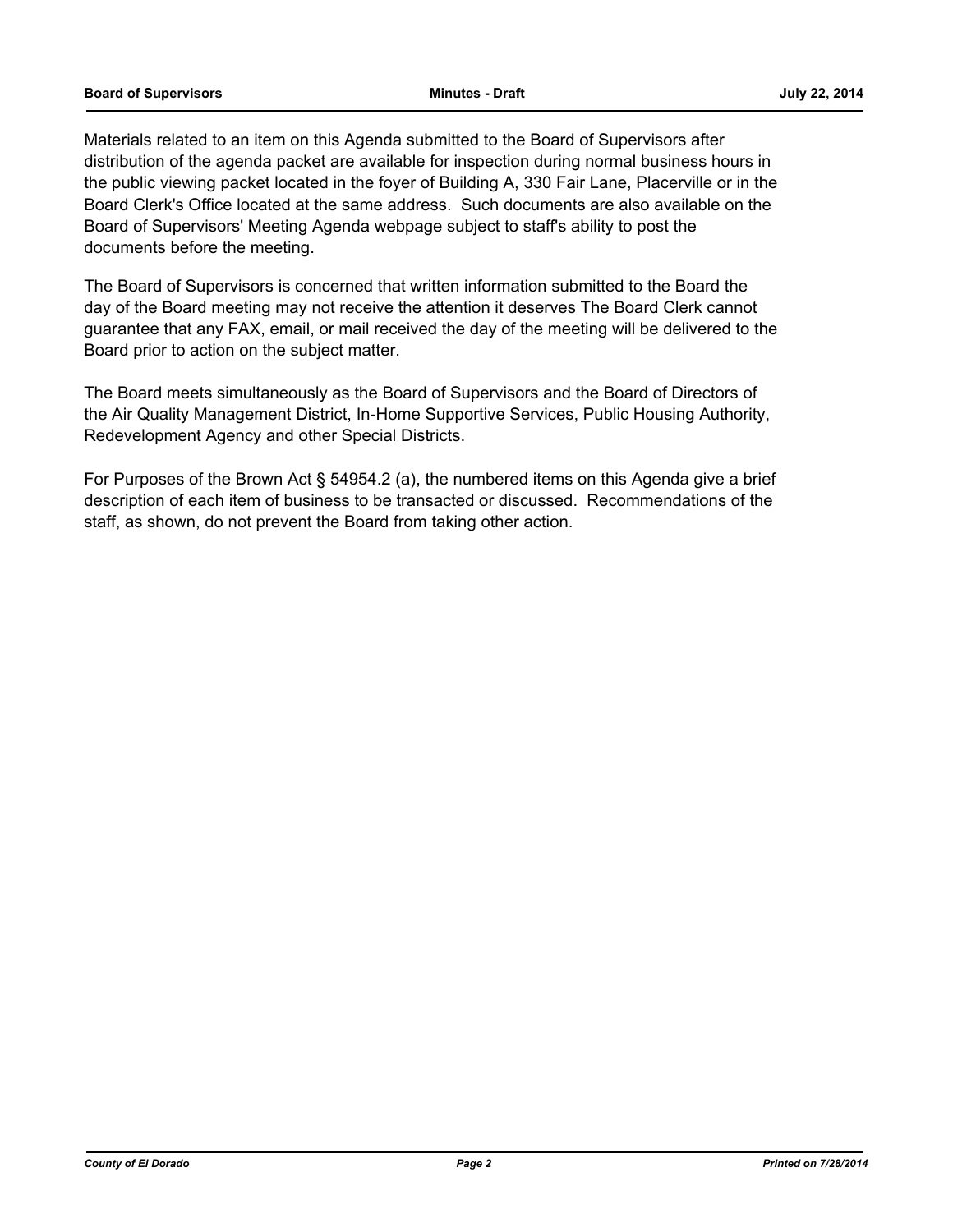Materials related to an item on this Agenda submitted to the Board of Supervisors after distribution of the agenda packet are available for inspection during normal business hours in the public viewing packet located in the foyer of Building A, 330 Fair Lane, Placerville or in the Board Clerk's Office located at the same address. Such documents are also available on the Board of Supervisors' Meeting Agenda webpage subject to staff's ability to post the documents before the meeting.

The Board of Supervisors is concerned that written information submitted to the Board the day of the Board meeting may not receive the attention it deserves The Board Clerk cannot guarantee that any FAX, email, or mail received the day of the meeting will be delivered to the Board prior to action on the subject matter.

The Board meets simultaneously as the Board of Supervisors and the Board of Directors of the Air Quality Management District, In-Home Supportive Services, Public Housing Authority, Redevelopment Agency and other Special Districts.

For Purposes of the Brown Act § 54954.2 (a), the numbered items on this Agenda give a brief description of each item of business to be transacted or discussed. Recommendations of the staff, as shown, do not prevent the Board from taking other action.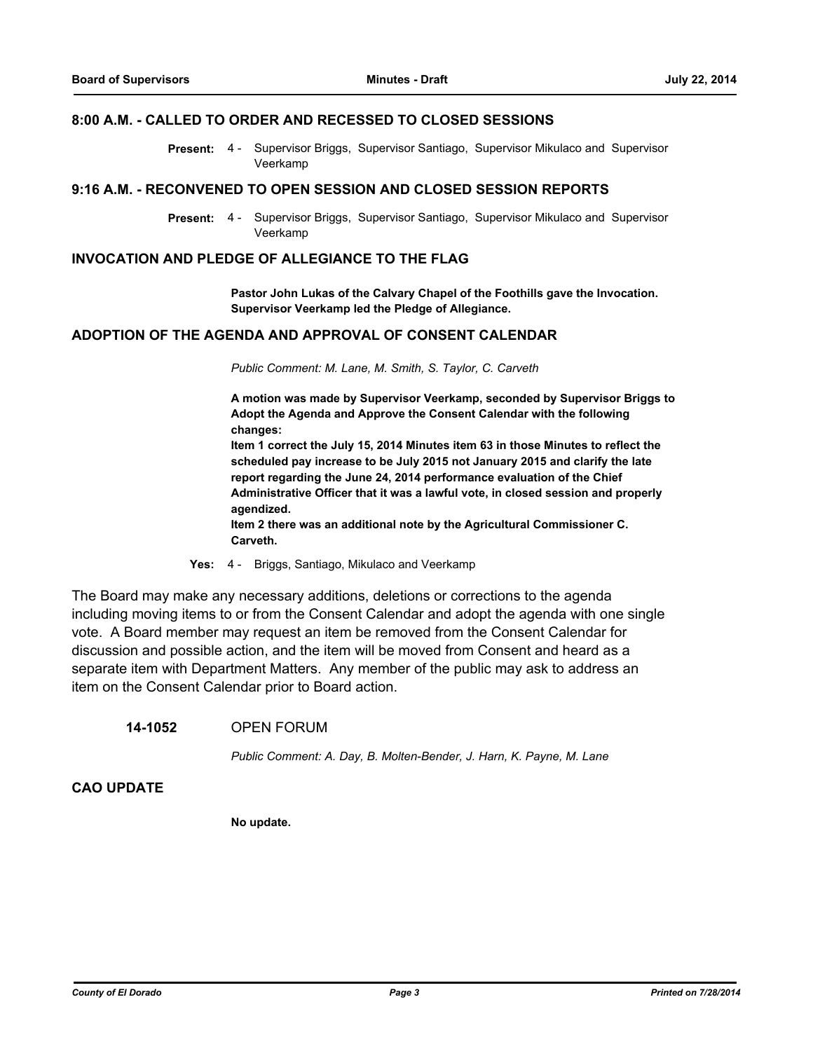## 8:00 A.M. - CALLED TO ORDER AND RECESSED TO CLOSED SESSIONS

**Present:** 4 - Supervisor Briggs, Supervisor Santiago, Supervisor Mikulaco and Supervisor Veerkamp

## 9:16 A.M. - RECONVENED TO OPEN SESSION AND CLOSED SESSION REPORTS

**Present:** 4 - Supervisor Briggs, Supervisor Santiago, Supervisor Mikulaco and Supervisor Veerkamp

## INVOCATION AND PLEDGE OF ALLEGIANCE TO THE FLAG

**Pastor John Lukas of the Calvary Chapel of the Foothills gave the Invocation. Supervisor Veerkamp led the Pledge of Allegiance.**

## ADOPTION OF THE AGENDA AND APPROVAL OF CONSENT CALENDAR

*Public Comment: M. Lane, M. Smith, S. Taylor, C. Carveth*

**A motion was made by Supervisor Veerkamp, seconded by Supervisor Briggs to Adopt the Agenda and Approve the Consent Calendar with the following changes:**
**Item 1 correct the July 15, 2014 Minutes item 63 in those Minutes to reflect the scheduled pay increase to be July 2015 not January 2015 and clarify the late report regarding the June 24, 2014 performance evaluation of the Chief Administrative Officer that it was a lawful vote, in closed session and properly agendized.**
**Item 2 there was an additional note by the Agricultural Commissioner C. Carveth.**

**Yes:** 4 - Briggs, Santiago, Mikulaco and Veerkamp

The Board may make any necessary additions, deletions or corrections to the agenda including moving items to or from the Consent Calendar and adopt the agenda with one single vote. A Board member may request an item be removed from the Consent Calendar for discussion and possible action, and the item will be moved from Consent and heard as a separate item with Department Matters. Any member of the public may ask to address an item on the Consent Calendar prior to Board action.

**14-1052** OPEN FORUM

*Public Comment: A. Day, B. Molten-Bender, J. Harn, K. Payne, M. Lane*

## CAO UPDATE

**No update.**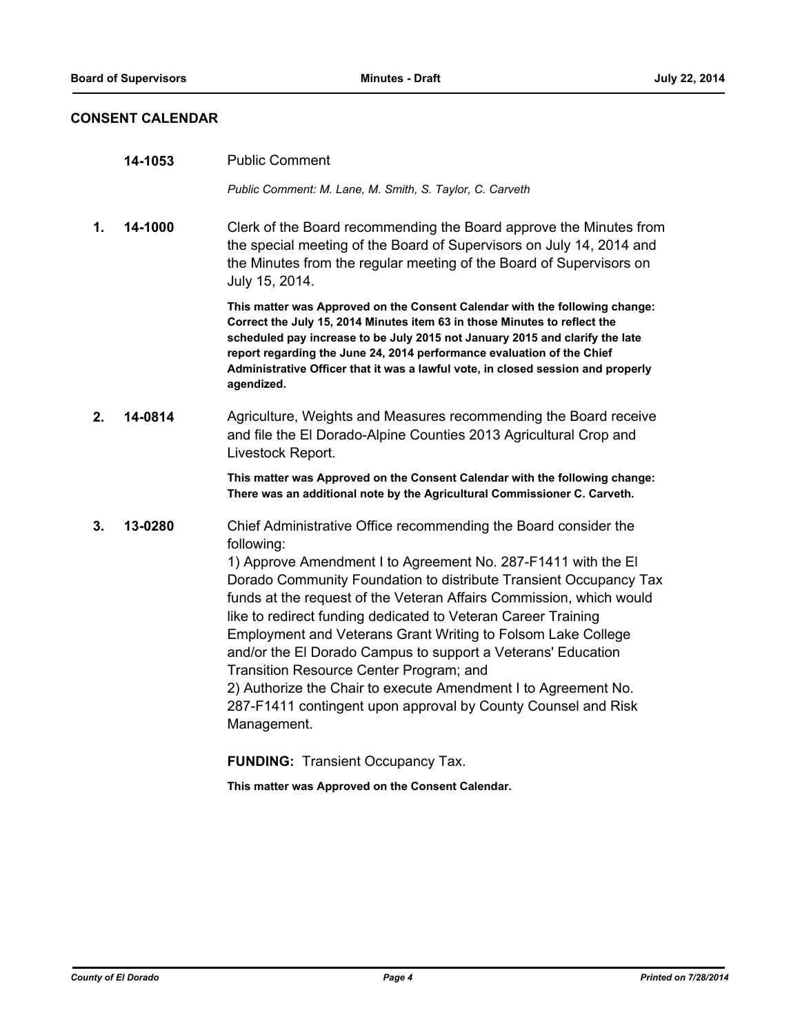## CONSENT CALENDAR

**14-1053** Public Comment

*Public Comment: M. Lane, M. Smith, S. Taylor, C. Carveth*

**1. 14-1000** Clerk of the Board recommending the Board approve the Minutes from the special meeting of the Board of Supervisors on July 14, 2014 and the Minutes from the regular meeting of the Board of Supervisors on July 15, 2014.

**This matter was Approved on the Consent Calendar with the following change: Correct the July 15, 2014 Minutes item 63 in those Minutes to reflect the scheduled pay increase to be July 2015 not January 2015 and clarify the late report regarding the June 24, 2014 performance evaluation of the Chief Administrative Officer that it was a lawful vote, in closed session and properly agendized.**

**2. 14-0814** Agriculture, Weights and Measures recommending the Board receive and file the El Dorado-Alpine Counties 2013 Agricultural Crop and Livestock Report.

**This matter was Approved on the Consent Calendar with the following change: There was an additional note by the Agricultural Commissioner C. Carveth.**

**3. 13-0280** Chief Administrative Office recommending the Board consider the following:

1) Approve Amendment I to Agreement No. 287-F1411 with the El Dorado Community Foundation to distribute Transient Occupancy Tax funds at the request of the Veteran Affairs Commission, which would like to redirect funding dedicated to Veteran Career Training Employment and Veterans Grant Writing to Folsom Lake College and/or the El Dorado Campus to support a Veterans' Education Transition Resource Center Program; and

2) Authorize the Chair to execute Amendment I to Agreement No. 287-F1411 contingent upon approval by County Counsel and Risk Management.

**FUNDING:** Transient Occupancy Tax.

**This matter was Approved on the Consent Calendar.**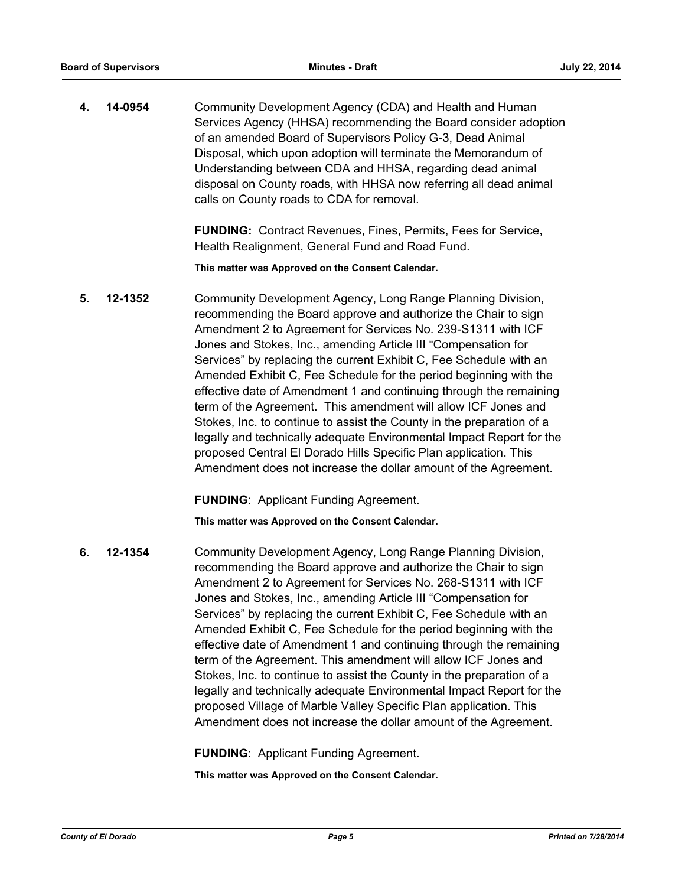**4. 14-0954** Community Development Agency (CDA) and Health and Human Services Agency (HHSA) recommending the Board consider adoption of an amended Board of Supervisors Policy G-3, Dead Animal Disposal, which upon adoption will terminate the Memorandum of Understanding between CDA and HHSA, regarding dead animal disposal on County roads, with HHSA now referring all dead animal calls on County roads to CDA for removal.

**FUNDING:** Contract Revenues, Fines, Permits, Fees for Service, Health Realignment, General Fund and Road Fund.

**This matter was Approved on the Consent Calendar.**

**5. 12-1352** Community Development Agency, Long Range Planning Division, recommending the Board approve and authorize the Chair to sign Amendment 2 to Agreement for Services No. 239-S1311 with ICF Jones and Stokes, Inc., amending Article III "Compensation for Services" by replacing the current Exhibit C, Fee Schedule with an Amended Exhibit C, Fee Schedule for the period beginning with the effective date of Amendment 1 and continuing through the remaining term of the Agreement. This amendment will allow ICF Jones and Stokes, Inc. to continue to assist the County in the preparation of a legally and technically adequate Environmental Impact Report for the proposed Central El Dorado Hills Specific Plan application. This Amendment does not increase the dollar amount of the Agreement.

**FUNDING**: Applicant Funding Agreement.

**This matter was Approved on the Consent Calendar.**

**6. 12-1354** Community Development Agency, Long Range Planning Division, recommending the Board approve and authorize the Chair to sign Amendment 2 to Agreement for Services No. 268-S1311 with ICF Jones and Stokes, Inc., amending Article III "Compensation for Services" by replacing the current Exhibit C, Fee Schedule with an Amended Exhibit C, Fee Schedule for the period beginning with the effective date of Amendment 1 and continuing through the remaining term of the Agreement. This amendment will allow ICF Jones and Stokes, Inc. to continue to assist the County in the preparation of a legally and technically adequate Environmental Impact Report for the proposed Village of Marble Valley Specific Plan application. This Amendment does not increase the dollar amount of the Agreement.

**FUNDING**: Applicant Funding Agreement.

**This matter was Approved on the Consent Calendar.**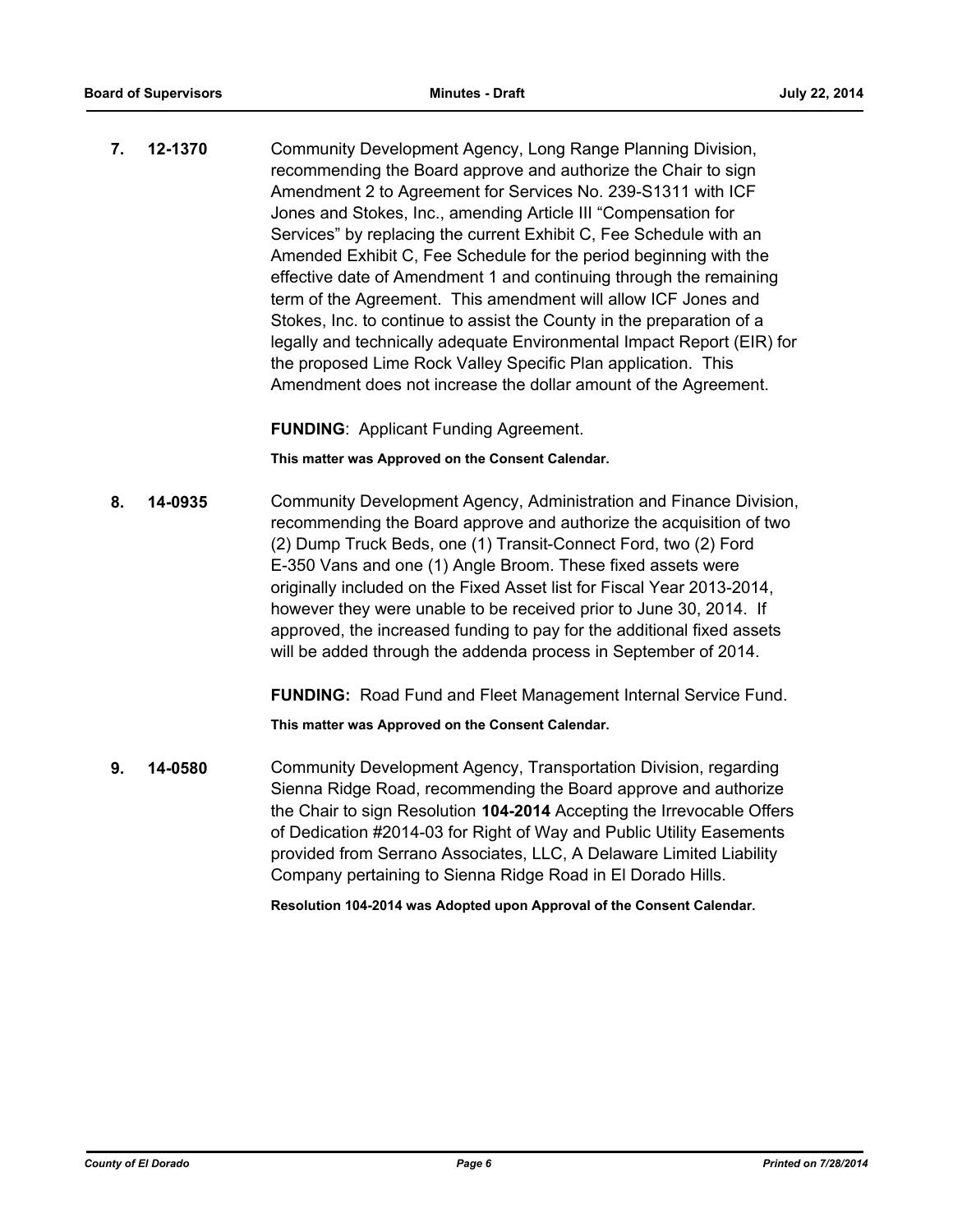**7. 12-1370** Community Development Agency, Long Range Planning Division, recommending the Board approve and authorize the Chair to sign Amendment 2 to Agreement for Services No. 239-S1311 with ICF Jones and Stokes, Inc., amending Article III "Compensation for Services" by replacing the current Exhibit C, Fee Schedule with an Amended Exhibit C, Fee Schedule for the period beginning with the effective date of Amendment 1 and continuing through the remaining term of the Agreement. This amendment will allow ICF Jones and Stokes, Inc. to continue to assist the County in the preparation of a legally and technically adequate Environmental Impact Report (EIR) for the proposed Lime Rock Valley Specific Plan application. This Amendment does not increase the dollar amount of the Agreement.

**FUNDING**: Applicant Funding Agreement.

**This matter was Approved on the Consent Calendar.**

**8. 14-0935** Community Development Agency, Administration and Finance Division, recommending the Board approve and authorize the acquisition of two (2) Dump Truck Beds, one (1) Transit-Connect Ford, two (2) Ford E-350 Vans and one (1) Angle Broom. These fixed assets were originally included on the Fixed Asset list for Fiscal Year 2013-2014, however they were unable to be received prior to June 30, 2014. If approved, the increased funding to pay for the additional fixed assets will be added through the addenda process in September of 2014.

**FUNDING:** Road Fund and Fleet Management Internal Service Fund.

**This matter was Approved on the Consent Calendar.**

**9. 14-0580** Community Development Agency, Transportation Division, regarding Sienna Ridge Road, recommending the Board approve and authorize the Chair to sign Resolution **104-2014** Accepting the Irrevocable Offers of Dedication #2014-03 for Right of Way and Public Utility Easements provided from Serrano Associates, LLC, A Delaware Limited Liability Company pertaining to Sienna Ridge Road in El Dorado Hills.

**Resolution 104-2014 was Adopted upon Approval of the Consent Calendar.**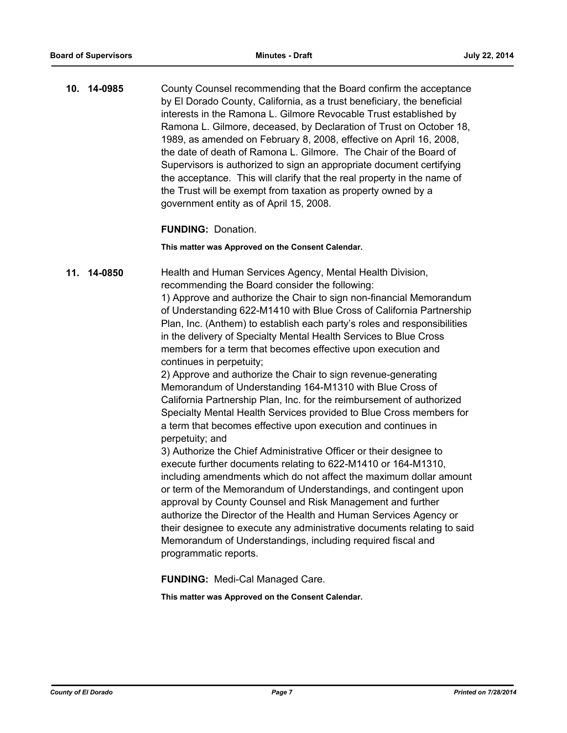**10. 14-0985**

County Counsel recommending that the Board confirm the acceptance by El Dorado County, California, as a trust beneficiary, the beneficial interests in the Ramona L. Gilmore Revocable Trust established by Ramona L. Gilmore, deceased, by Declaration of Trust on October 18, 1989, as amended on February 8, 2008, effective on April 16, 2008, the date of death of Ramona L. Gilmore. The Chair of the Board of Supervisors is authorized to sign an appropriate document certifying the acceptance. This will clarify that the real property in the name of the Trust will be exempt from taxation as property owned by a government entity as of April 15, 2008.

**FUNDING:** Donation.

**This matter was Approved on the Consent Calendar.**

**11. 14-0850**

Health and Human Services Agency, Mental Health Division, recommending the Board consider the following:

1) Approve and authorize the Chair to sign non-financial Memorandum of Understanding 622-M1410 with Blue Cross of California Partnership Plan, Inc. (Anthem) to establish each party's roles and responsibilities in the delivery of Specialty Mental Health Services to Blue Cross members for a term that becomes effective upon execution and continues in perpetuity;

2) Approve and authorize the Chair to sign revenue-generating Memorandum of Understanding 164-M1310 with Blue Cross of California Partnership Plan, Inc. for the reimbursement of authorized Specialty Mental Health Services provided to Blue Cross members for a term that becomes effective upon execution and continues in perpetuity; and

3) Authorize the Chief Administrative Officer or their designee to execute further documents relating to 622-M1410 or 164-M1310, including amendments which do not affect the maximum dollar amount or term of the Memorandum of Understandings, and contingent upon approval by County Counsel and Risk Management and further authorize the Director of the Health and Human Services Agency or their designee to execute any administrative documents relating to said Memorandum of Understandings, including required fiscal and programmatic reports.

**FUNDING:** Medi-Cal Managed Care.

**This matter was Approved on the Consent Calendar.**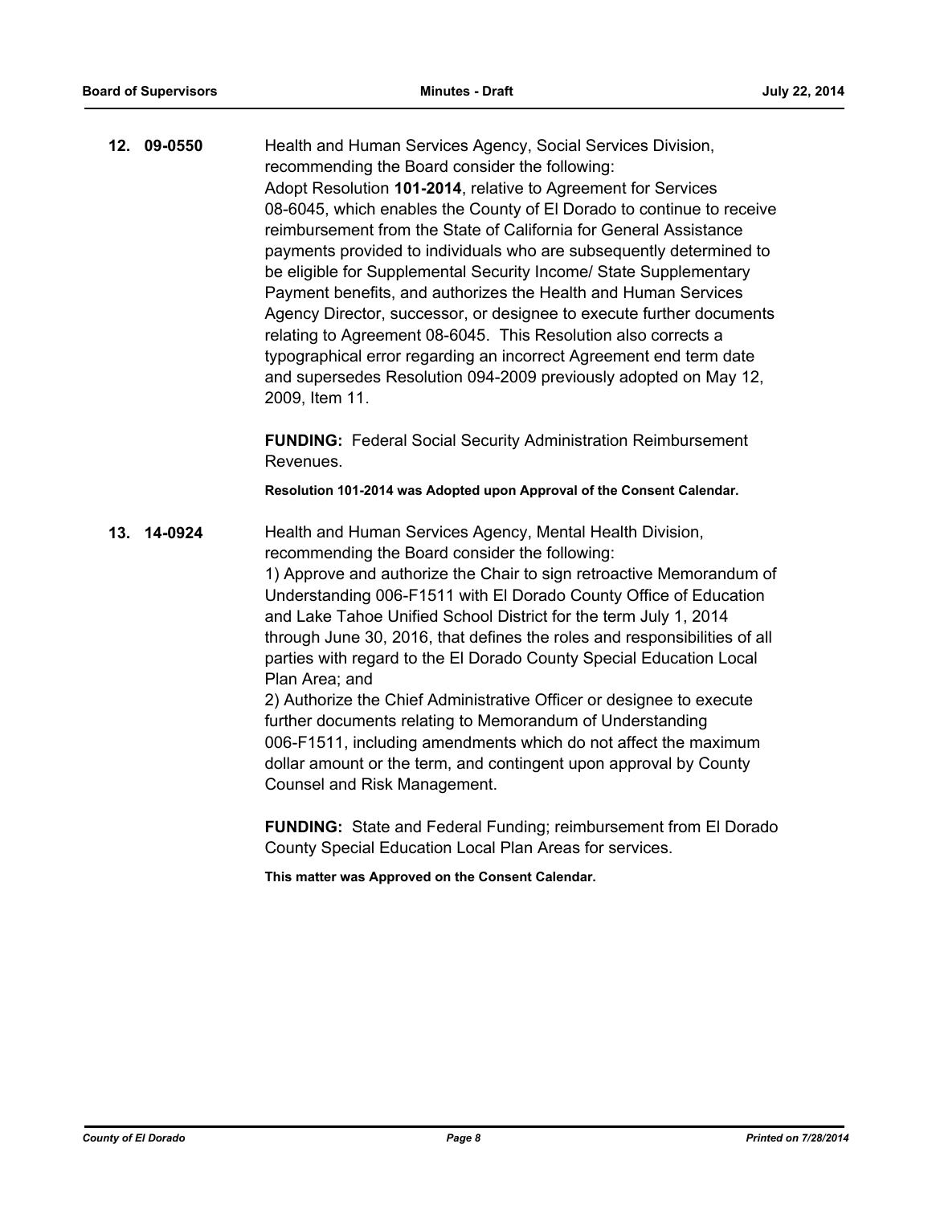**12. 09-0550**

Health and Human Services Agency, Social Services Division, recommending the Board consider the following:
Adopt Resolution **101-2014**, relative to Agreement for Services 08-6045, which enables the County of El Dorado to continue to receive reimbursement from the State of California for General Assistance payments provided to individuals who are subsequently determined to be eligible for Supplemental Security Income/ State Supplementary Payment benefits, and authorizes the Health and Human Services Agency Director, successor, or designee to execute further documents relating to Agreement 08-6045. This Resolution also corrects a typographical error regarding an incorrect Agreement end term date and supersedes Resolution 094-2009 previously adopted on May 12, 2009, Item 11.

**FUNDING:** Federal Social Security Administration Reimbursement Revenues.

**Resolution 101-2014 was Adopted upon Approval of the Consent Calendar.**

**13. 14-0924**

Health and Human Services Agency, Mental Health Division, recommending the Board consider the following:
1) Approve and authorize the Chair to sign retroactive Memorandum of Understanding 006-F1511 with El Dorado County Office of Education and Lake Tahoe Unified School District for the term July 1, 2014 through June 30, 2016, that defines the roles and responsibilities of all parties with regard to the El Dorado County Special Education Local Plan Area; and
2) Authorize the Chief Administrative Officer or designee to execute further documents relating to Memorandum of Understanding 006-F1511, including amendments which do not affect the maximum dollar amount or the term, and contingent upon approval by County Counsel and Risk Management.

**FUNDING:** State and Federal Funding; reimbursement from El Dorado County Special Education Local Plan Areas for services.

**This matter was Approved on the Consent Calendar.**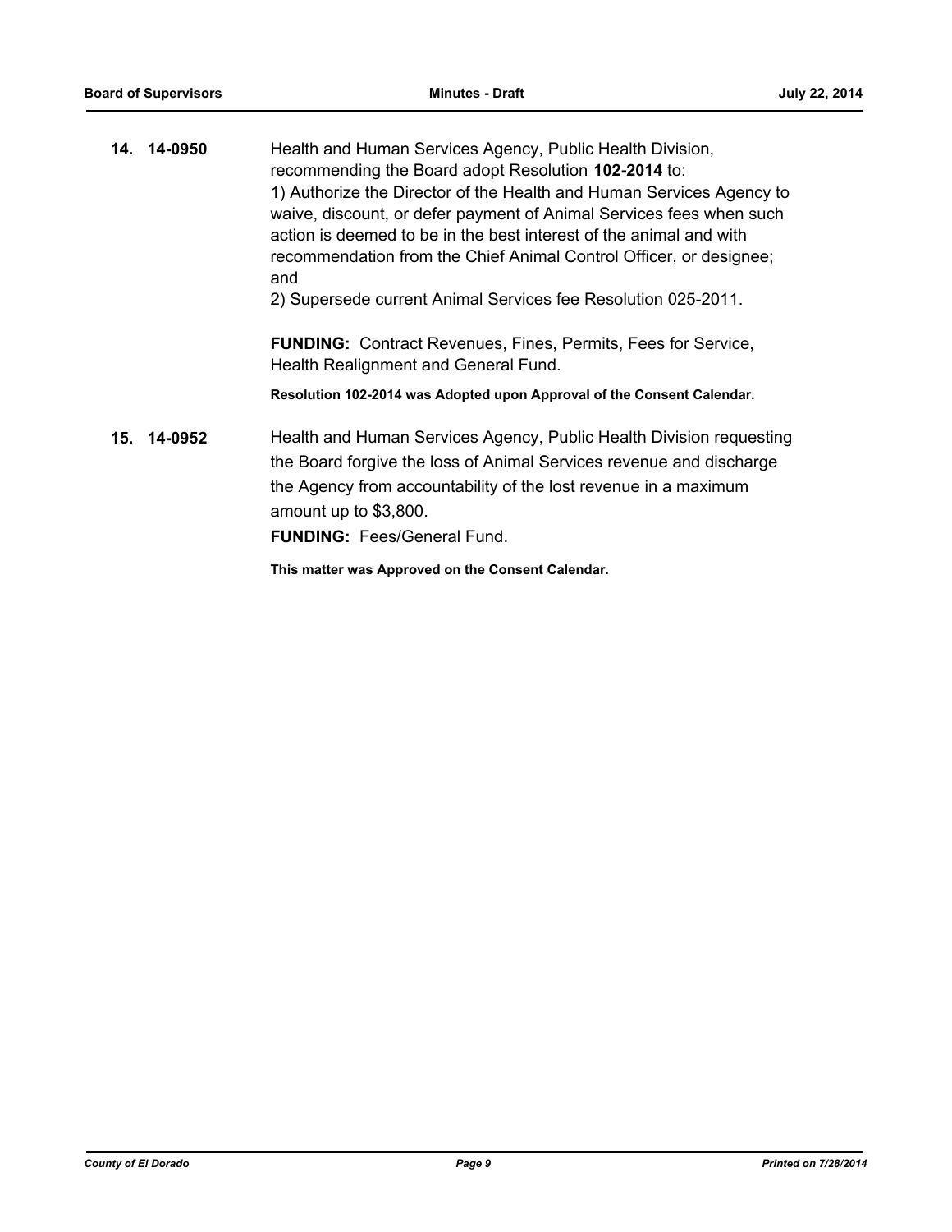**14. 14-0950** Health and Human Services Agency, Public Health Division, recommending the Board adopt Resolution **102-2014** to:

1) Authorize the Director of the Health and Human Services Agency to waive, discount, or defer payment of Animal Services fees when such action is deemed to be in the best interest of the animal and with recommendation from the Chief Animal Control Officer, or designee; and

2) Supersede current Animal Services fee Resolution 025-2011.

**FUNDING:** Contract Revenues, Fines, Permits, Fees for Service, Health Realignment and General Fund.

**Resolution 102-2014 was Adopted upon Approval of the Consent Calendar.**

**15. 14-0952** Health and Human Services Agency, Public Health Division requesting the Board forgive the loss of Animal Services revenue and discharge the Agency from accountability of the lost revenue in a maximum amount up to $3,800.

**FUNDING:** Fees/General Fund.

**This matter was Approved on the Consent Calendar.**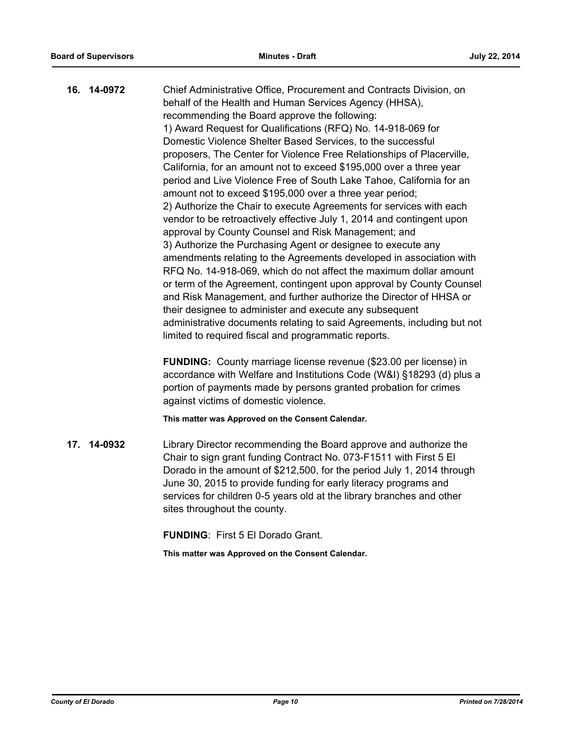**16. 14-0972**

Chief Administrative Office, Procurement and Contracts Division, on behalf of the Health and Human Services Agency (HHSA), recommending the Board approve the following:
1) Award Request for Qualifications (RFQ) No. 14-918-069 for Domestic Violence Shelter Based Services, to the successful proposers, The Center for Violence Free Relationships of Placerville, California, for an amount not to exceed $195,000 over a three year period and Live Violence Free of South Lake Tahoe, California for an amount not to exceed $195,000 over a three year period;
2) Authorize the Chair to execute Agreements for services with each vendor to be retroactively effective July 1, 2014 and contingent upon approval by County Counsel and Risk Management; and
3) Authorize the Purchasing Agent or designee to execute any amendments relating to the Agreements developed in association with RFQ No. 14-918-069, which do not affect the maximum dollar amount or term of the Agreement, contingent upon approval by County Counsel and Risk Management, and further authorize the Director of HHSA or their designee to administer and execute any subsequent administrative documents relating to said Agreements, including but not limited to required fiscal and programmatic reports.

**FUNDING:** County marriage license revenue ($23.00 per license) in accordance with Welfare and Institutions Code (W&I) §18293 (d) plus a portion of payments made by persons granted probation for crimes against victims of domestic violence.

**This matter was Approved on the Consent Calendar.**

**17. 14-0932**

Library Director recommending the Board approve and authorize the Chair to sign grant funding Contract No. 073-F1511 with First 5 El Dorado in the amount of $212,500, for the period July 1, 2014 through June 30, 2015 to provide funding for early literacy programs and services for children 0-5 years old at the library branches and other sites throughout the county.

**FUNDING**: First 5 El Dorado Grant.

**This matter was Approved on the Consent Calendar.**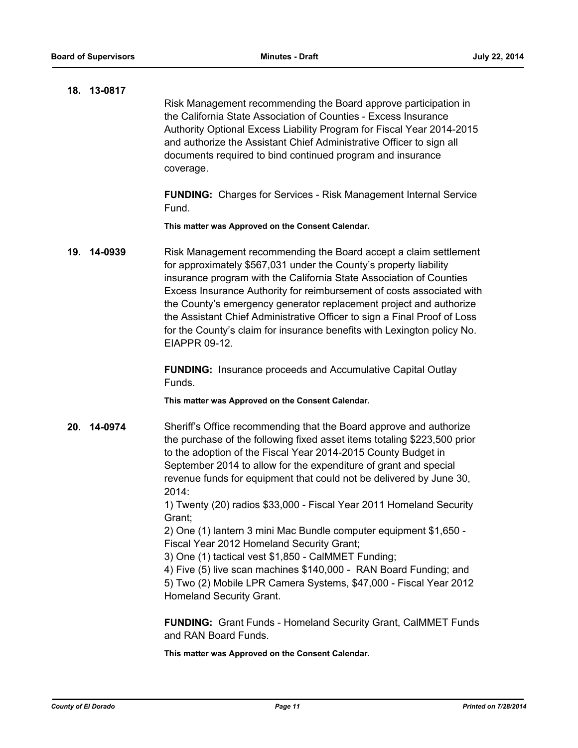**18. 13-0817**

Risk Management recommending the Board approve participation in the California State Association of Counties - Excess Insurance Authority Optional Excess Liability Program for Fiscal Year 2014-2015 and authorize the Assistant Chief Administrative Officer to sign all documents required to bind continued program and insurance coverage.

**FUNDING:** Charges for Services - Risk Management Internal Service Fund.

**This matter was Approved on the Consent Calendar.**

**19. 14-0939**

Risk Management recommending the Board accept a claim settlement for approximately $567,031 under the County's property liability insurance program with the California State Association of Counties Excess Insurance Authority for reimbursement of costs associated with the County's emergency generator replacement project and authorize the Assistant Chief Administrative Officer to sign a Final Proof of Loss for the County's claim for insurance benefits with Lexington policy No. EIAPPR 09-12.

**FUNDING:** Insurance proceeds and Accumulative Capital Outlay Funds.

**This matter was Approved on the Consent Calendar.**

**20. 14-0974**

Sheriff's Office recommending that the Board approve and authorize the purchase of the following fixed asset items totaling $223,500 prior to the adoption of the Fiscal Year 2014-2015 County Budget in September 2014 to allow for the expenditure of grant and special revenue funds for equipment that could not be delivered by June 30, 2014:

1) Twenty (20) radios $33,000 - Fiscal Year 2011 Homeland Security Grant;
2) One (1) lantern 3 mini Mac Bundle computer equipment $1,650 - Fiscal Year 2012 Homeland Security Grant;
3) One (1) tactical vest $1,850 - CalMMET Funding;
4) Five (5) live scan machines $140,000 - RAN Board Funding; and
5) Two (2) Mobile LPR Camera Systems, $47,000 - Fiscal Year 2012 Homeland Security Grant.

**FUNDING:** Grant Funds - Homeland Security Grant, CalMMET Funds and RAN Board Funds.

**This matter was Approved on the Consent Calendar.**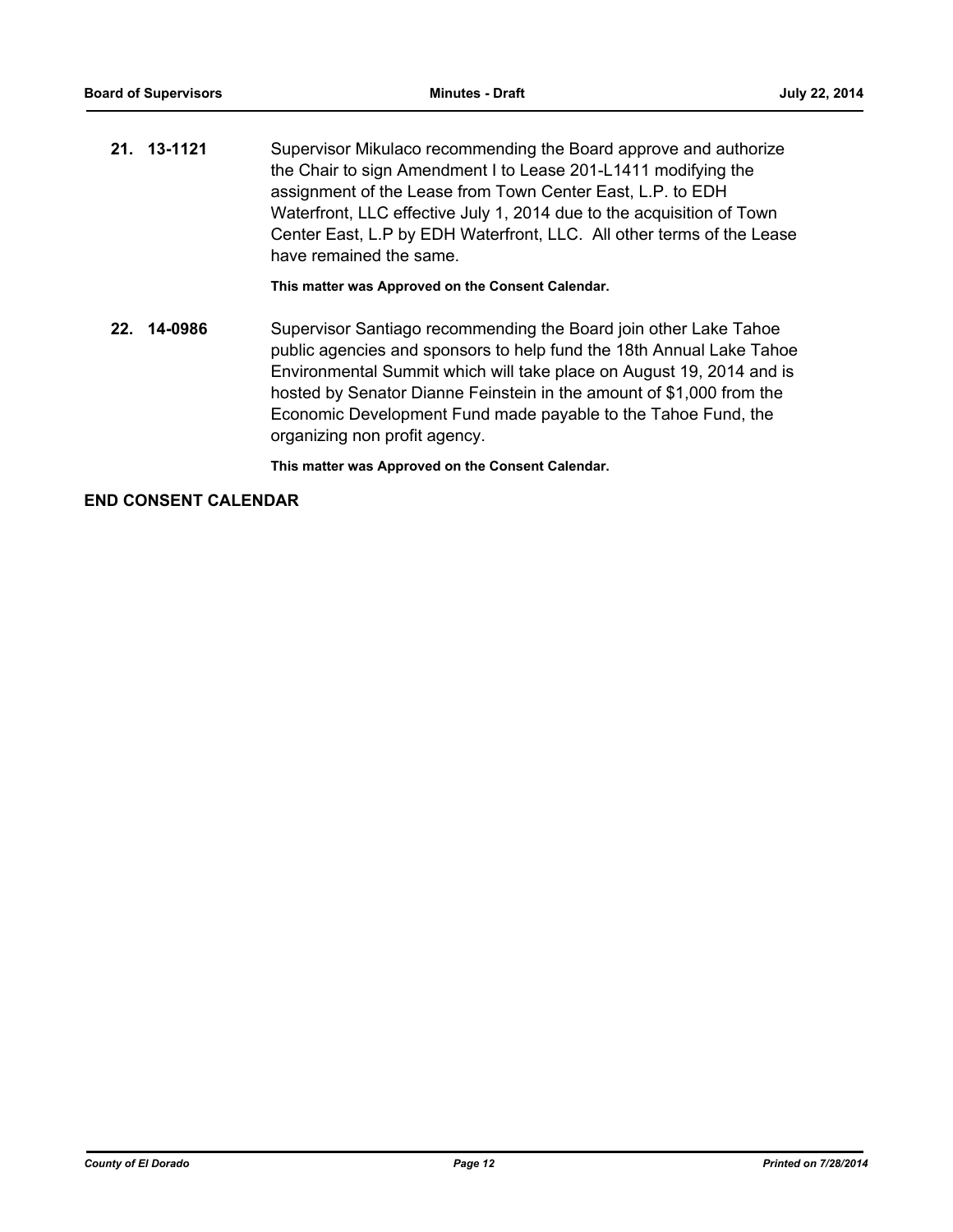**21. 13-1121** Supervisor Mikulaco recommending the Board approve and authorize the Chair to sign Amendment I to Lease 201-L1411 modifying the assignment of the Lease from Town Center East, L.P. to EDH Waterfront, LLC effective July 1, 2014 due to the acquisition of Town Center East, L.P by EDH Waterfront, LLC. All other terms of the Lease have remained the same.

**This matter was Approved on the Consent Calendar.**

**22. 14-0986** Supervisor Santiago recommending the Board join other Lake Tahoe public agencies and sponsors to help fund the 18th Annual Lake Tahoe Environmental Summit which will take place on August 19, 2014 and is hosted by Senator Dianne Feinstein in the amount of $1,000 from the Economic Development Fund made payable to the Tahoe Fund, the organizing non profit agency.

**This matter was Approved on the Consent Calendar.**

**END CONSENT CALENDAR**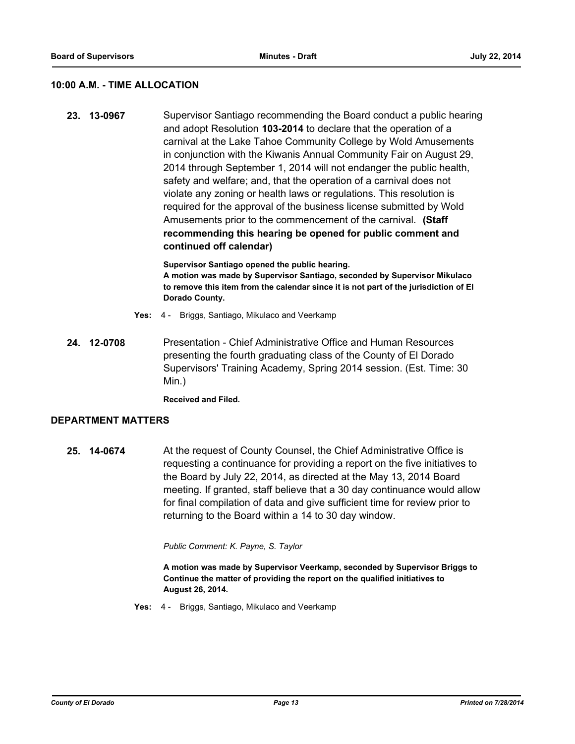## 10:00 A.M. - TIME ALLOCATION

**23. 13-0967** Supervisor Santiago recommending the Board conduct a public hearing and adopt Resolution **103-2014** to declare that the operation of a carnival at the Lake Tahoe Community College by Wold Amusements in conjunction with the Kiwanis Annual Community Fair on August 29, 2014 through September 1, 2014 will not endanger the public health, safety and welfare; and, that the operation of a carnival does not violate any zoning or health laws or regulations. This resolution is required for the approval of the business license submitted by Wold Amusements prior to the commencement of the carnival. **(Staff recommending this hearing be opened for public comment and continued off calendar)**

**Supervisor Santiago opened the public hearing.**
**A motion was made by Supervisor Santiago, seconded by Supervisor Mikulaco to remove this item from the calendar since it is not part of the jurisdiction of El Dorado County.**

**Yes:** 4 - Briggs, Santiago, Mikulaco and Veerkamp

**24. 12-0708** Presentation - Chief Administrative Office and Human Resources presenting the fourth graduating class of the County of El Dorado Supervisors' Training Academy, Spring 2014 session. (Est. Time: 30 Min.)

**Received and Filed.**

## DEPARTMENT MATTERS

**25. 14-0674** At the request of County Counsel, the Chief Administrative Office is requesting a continuance for providing a report on the five initiatives to the Board by July 22, 2014, as directed at the May 13, 2014 Board meeting. If granted, staff believe that a 30 day continuance would allow for final compilation of data and give sufficient time for review prior to returning to the Board within a 14 to 30 day window.

*Public Comment: K. Payne, S. Taylor*

**A motion was made by Supervisor Veerkamp, seconded by Supervisor Briggs to Continue the matter of providing the report on the qualified initiatives to August 26, 2014.**

**Yes:** 4 - Briggs, Santiago, Mikulaco and Veerkamp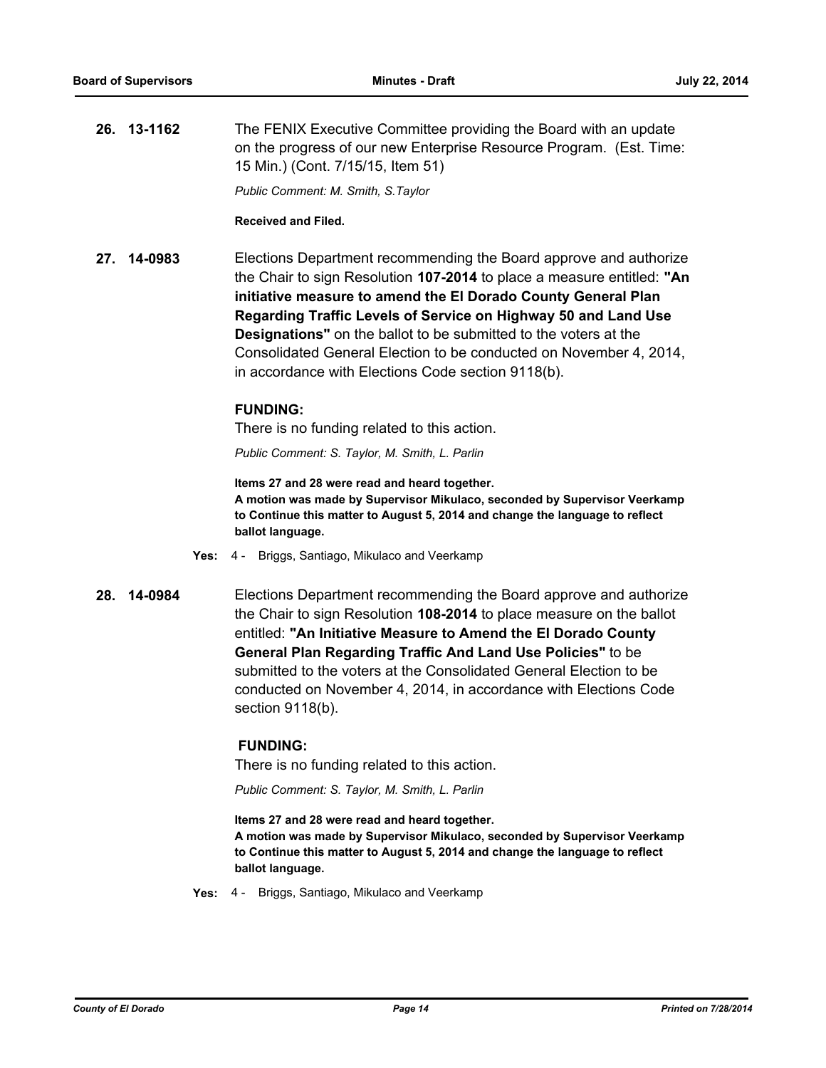**26. 13-1162**

The FENIX Executive Committee providing the Board with an update on the progress of our new Enterprise Resource Program. (Est. Time: 15 Min.) (Cont. 7/15/15, Item 51)

*Public Comment: M. Smith, S.Taylor*

**Received and Filed.**

**27. 14-0983**

Elections Department recommending the Board approve and authorize the Chair to sign Resolution **107-2014** to place a measure entitled: **"An initiative measure to amend the El Dorado County General Plan Regarding Traffic Levels of Service on Highway 50 and Land Use Designations"** on the ballot to be submitted to the voters at the Consolidated General Election to be conducted on November 4, 2014, in accordance with Elections Code section 9118(b).

**FUNDING:**

There is no funding related to this action.

*Public Comment: S. Taylor, M. Smith, L. Parlin*

**Items 27 and 28 were read and heard together.**
**A motion was made by Supervisor Mikulaco, seconded by Supervisor Veerkamp to Continue this matter to August 5, 2014 and change the language to reflect ballot language.**

**Yes:** 4 - Briggs, Santiago, Mikulaco and Veerkamp

**28. 14-0984**

Elections Department recommending the Board approve and authorize the Chair to sign Resolution **108-2014** to place measure on the ballot entitled: **"An Initiative Measure to Amend the El Dorado County General Plan Regarding Traffic And Land Use Policies"** to be submitted to the voters at the Consolidated General Election to be conducted on November 4, 2014, in accordance with Elections Code section 9118(b).

**FUNDING:**

There is no funding related to this action.

*Public Comment: S. Taylor, M. Smith, L. Parlin*

**Items 27 and 28 were read and heard together.**
**A motion was made by Supervisor Mikulaco, seconded by Supervisor Veerkamp to Continue this matter to August 5, 2014 and change the language to reflect ballot language.**

**Yes:** 4 - Briggs, Santiago, Mikulaco and Veerkamp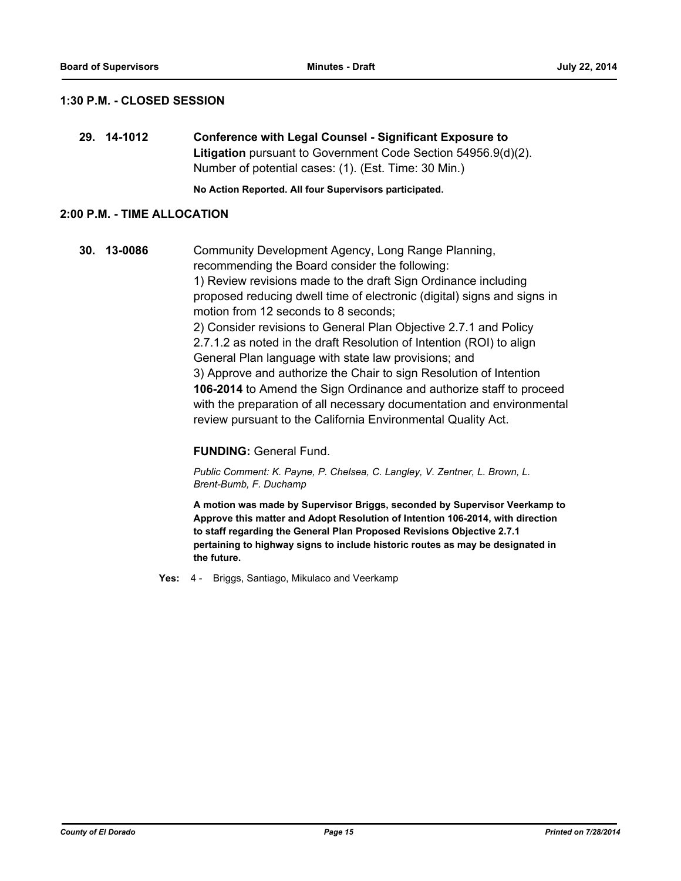## 1:30 P.M. - CLOSED SESSION

**29. 14-1012** **Conference with Legal Counsel - Significant Exposure to Litigation** pursuant to Government Code Section 54956.9(d)(2). Number of potential cases: (1). (Est. Time: 30 Min.)

**No Action Reported. All four Supervisors participated.**

## 2:00 P.M. - TIME ALLOCATION

**30. 13-0086** Community Development Agency, Long Range Planning, recommending the Board consider the following:
1) Review revisions made to the draft Sign Ordinance including proposed reducing dwell time of electronic (digital) signs and signs in motion from 12 seconds to 8 seconds;
2) Consider revisions to General Plan Objective 2.7.1 and Policy 2.7.1.2 as noted in the draft Resolution of Intention (ROI) to align General Plan language with state law provisions; and
3) Approve and authorize the Chair to sign Resolution of Intention **106-2014** to Amend the Sign Ordinance and authorize staff to proceed with the preparation of all necessary documentation and environmental review pursuant to the California Environmental Quality Act.

**FUNDING:** General Fund.

*Public Comment: K. Payne, P. Chelsea, C. Langley, V. Zentner, L. Brown, L. Brent-Bumb, F. Duchamp*

**A motion was made by Supervisor Briggs, seconded by Supervisor Veerkamp to Approve this matter and Adopt Resolution of Intention 106-2014, with direction to staff regarding the General Plan Proposed Revisions Objective 2.7.1 pertaining to highway signs to include historic routes as may be designated in the future.**

**Yes:** 4 - Briggs, Santiago, Mikulaco and Veerkamp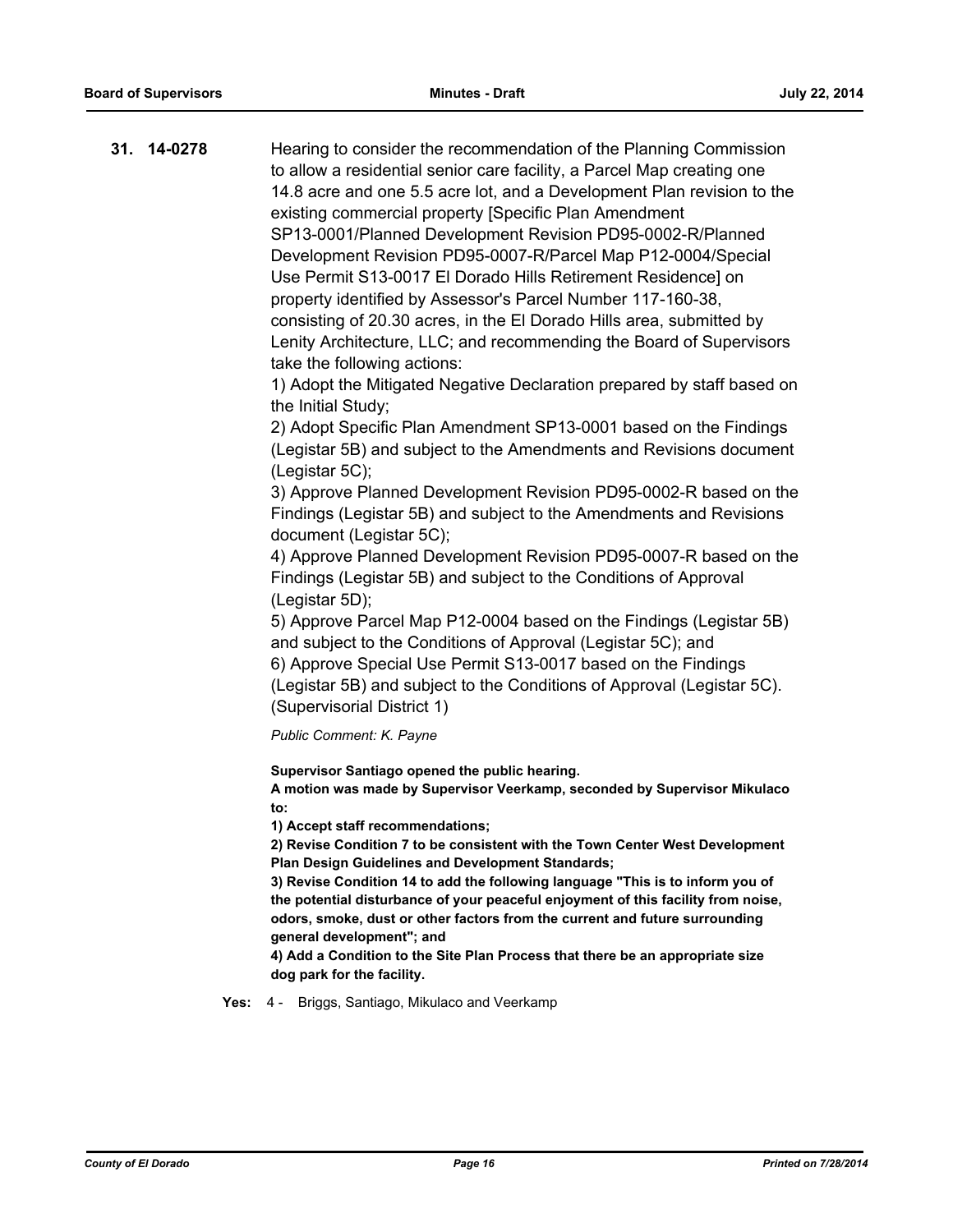**31. 14-0278**

Hearing to consider the recommendation of the Planning Commission to allow a residential senior care facility, a Parcel Map creating one 14.8 acre and one 5.5 acre lot, and a Development Plan revision to the existing commercial property [Specific Plan Amendment SP13-0001/Planned Development Revision PD95-0002-R/Planned Development Revision PD95-0007-R/Parcel Map P12-0004/Special Use Permit S13-0017 El Dorado Hills Retirement Residence] on property identified by Assessor's Parcel Number 117-160-38, consisting of 20.30 acres, in the El Dorado Hills area, submitted by Lenity Architecture, LLC; and recommending the Board of Supervisors take the following actions:

1) Adopt the Mitigated Negative Declaration prepared by staff based on the Initial Study;

2) Adopt Specific Plan Amendment SP13-0001 based on the Findings (Legistar 5B) and subject to the Amendments and Revisions document (Legistar 5C);

3) Approve Planned Development Revision PD95-0002-R based on the Findings (Legistar 5B) and subject to the Amendments and Revisions document (Legistar 5C);

4) Approve Planned Development Revision PD95-0007-R based on the Findings (Legistar 5B) and subject to the Conditions of Approval (Legistar 5D);

5) Approve Parcel Map P12-0004 based on the Findings (Legistar 5B) and subject to the Conditions of Approval (Legistar 5C); and

6) Approve Special Use Permit S13-0017 based on the Findings (Legistar 5B) and subject to the Conditions of Approval (Legistar 5C). (Supervisorial District 1)

*Public Comment: K. Payne*

**Supervisor Santiago opened the public hearing.**

**A motion was made by Supervisor Veerkamp, seconded by Supervisor Mikulaco to:**

**1) Accept staff recommendations;**

**2) Revise Condition 7 to be consistent with the Town Center West Development Plan Design Guidelines and Development Standards;**

**3) Revise Condition 14 to add the following language "This is to inform you of the potential disturbance of your peaceful enjoyment of this facility from noise, odors, smoke, dust or other factors from the current and future surrounding general development"; and**

**4) Add a Condition to the Site Plan Process that there be an appropriate size dog park for the facility.**

**Yes:** 4 - Briggs, Santiago, Mikulaco and Veerkamp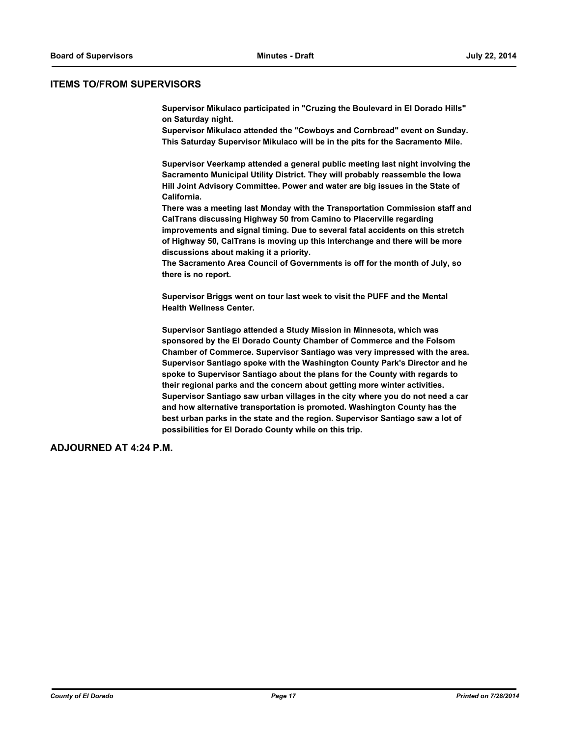## ITEMS TO/FROM SUPERVISORS

**Supervisor Mikulaco participated in "Cruzing the Boulevard in El Dorado Hills" on Saturday night.**
**Supervisor Mikulaco attended the "Cowboys and Cornbread" event on Sunday.**
**This Saturday Supervisor Mikulaco will be in the pits for the Sacramento Mile.**

**Supervisor Veerkamp attended a general public meeting last night involving the Sacramento Municipal Utility District. They will probably reassemble the Iowa Hill Joint Advisory Committee. Power and water are big issues in the State of California.**
**There was a meeting last Monday with the Transportation Commission staff and CalTrans discussing Highway 50 from Camino to Placerville regarding improvements and signal timing. Due to several fatal accidents on this stretch of Highway 50, CalTrans is moving up this Interchange and there will be more discussions about making it a priority.**
**The Sacramento Area Council of Governments is off for the month of July, so there is no report.**

**Supervisor Briggs went on tour last week to visit the PUFF and the Mental Health Wellness Center.**

**Supervisor Santiago attended a Study Mission in Minnesota, which was sponsored by the El Dorado County Chamber of Commerce and the Folsom Chamber of Commerce. Supervisor Santiago was very impressed with the area. Supervisor Santiago spoke with the Washington County Park's Director and he spoke to Supervisor Santiago about the plans for the County with regards to their regional parks and the concern about getting more winter activities. Supervisor Santiago saw urban villages in the city where you do not need a car and how alternative transportation is promoted. Washington County has the best urban parks in the state and the region. Supervisor Santiago saw a lot of possibilities for El Dorado County while on this trip.**

## ADJOURNED AT 4:24 P.M.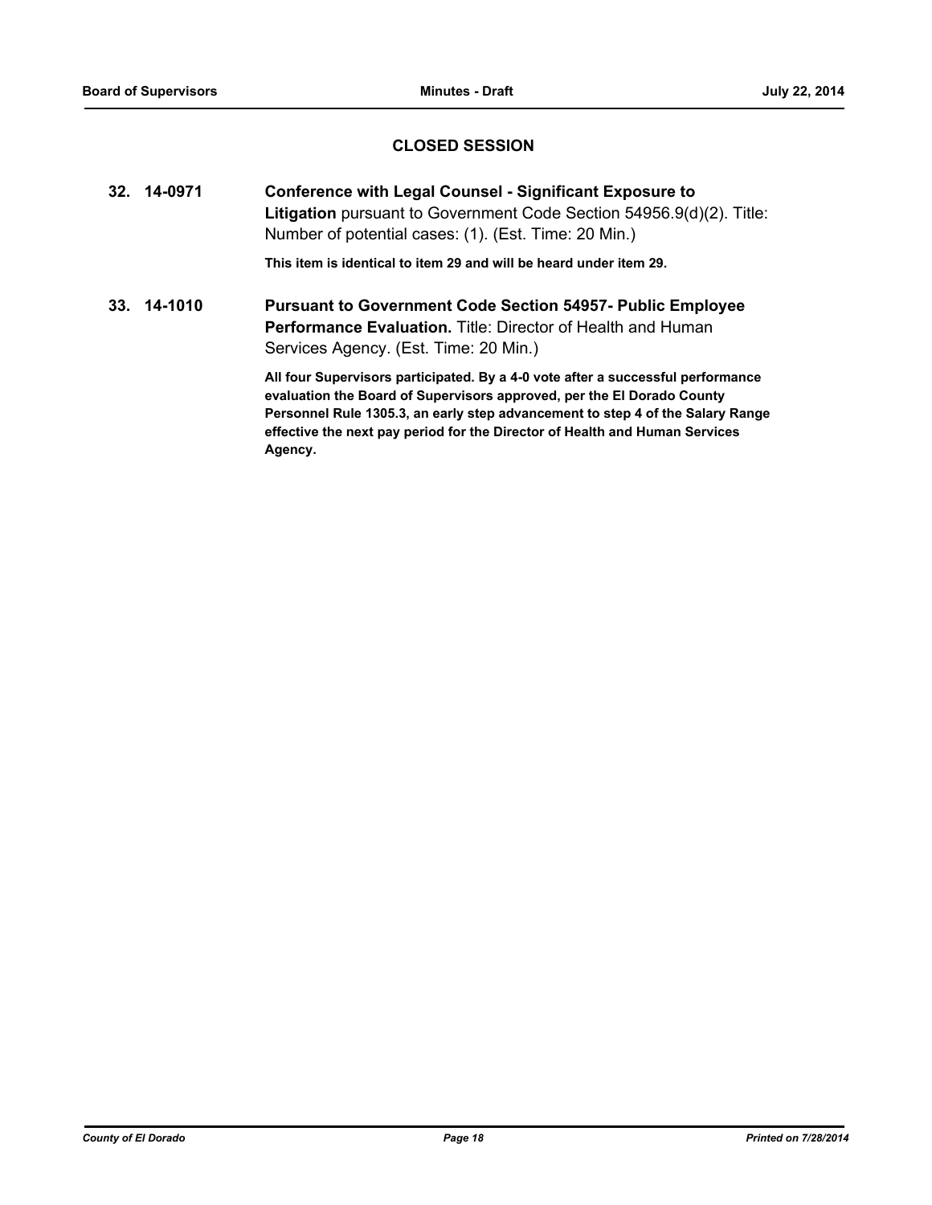## CLOSED SESSION

**32. 14-0971** **Conference with Legal Counsel - Significant Exposure to Litigation** pursuant to Government Code Section 54956.9(d)(2). Title: Number of potential cases: (1). (Est. Time: 20 Min.)

**This item is identical to item 29 and will be heard under item 29.**

**33. 14-1010** **Pursuant to Government Code Section 54957- Public Employee Performance Evaluation.** Title: Director of Health and Human Services Agency. (Est. Time: 20 Min.)

**All four Supervisors participated. By a 4-0 vote after a successful performance evaluation the Board of Supervisors approved, per the El Dorado County Personnel Rule 1305.3, an early step advancement to step 4 of the Salary Range effective the next pay period for the Director of Health and Human Services Agency.**